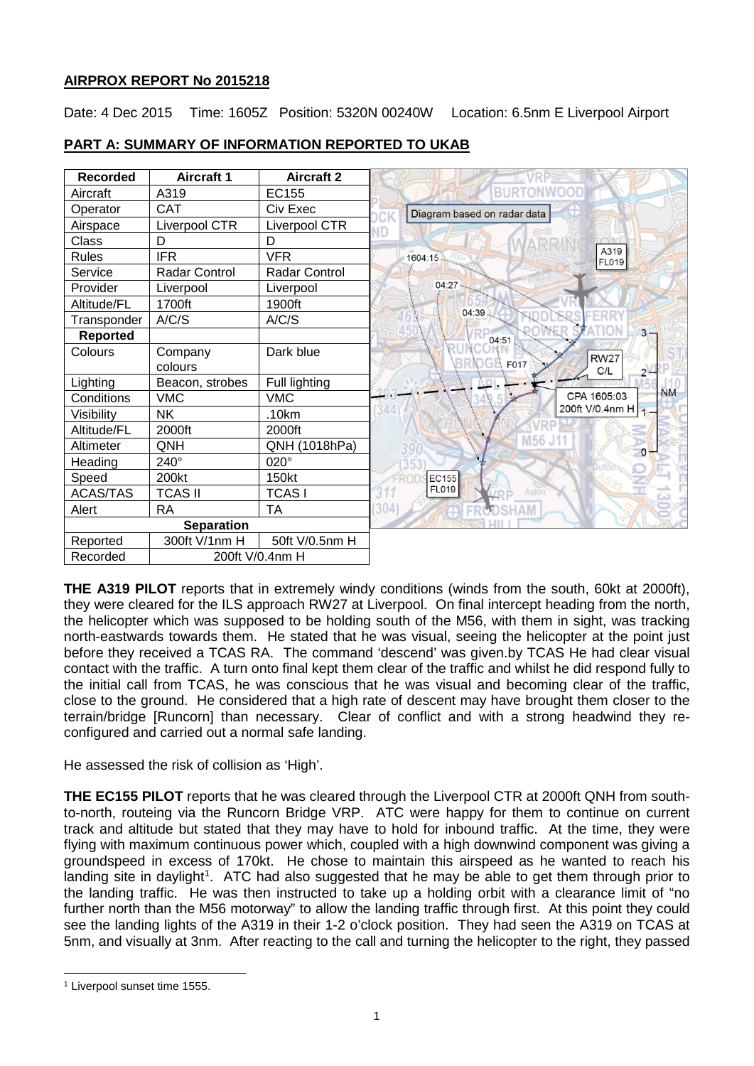## AIRPROX REPORT No 2015218

Date: 4 Dec 2015 Time: 1605Z Position: 5320N 00240W Location: 6.5nm E Liverpool Airport

## PART A: SUMMARY OF INFORMATION REPORTED TO UKAB

| Recorded | Aircraft 1 | Aircraft 2 |
|---|---|---|
| Aircraft | A319 | EC155 |
| Operator | CAT | Civ Exec |
| Airspace | Liverpool CTR | Liverpool CTR |
| Class | D | D |
| Rules | IFR | VFR |
| Service | Radar Control | Radar Control |
| Provider | Liverpool | Liverpool |
| Altitude/FL | 1700ft | 1900ft |
| Transponder | A/C/S | A/C/S |
| **Reported** | | |
| Colours | Company colours | Dark blue |
| Lighting | Beacon, strobes | Full lighting |
| Conditions | VMC | VMC |
| Visibility | NK | .10km |
| Altitude/FL | 2000ft | 2000ft |
| Altimeter | QNH | QNH (1018hPa) |
| Heading | 240° | 020° |
| Speed | 200kt | 150kt |
| ACAS/TAS | TCAS II | TCAS I |
| Alert | RA | TA |
| **Separation** | | |
| Reported | 300ft V/1nm H | 50ft V/0.5nm H |
| Recorded | 200ft V/0.4nm H | |

Diagram based on radar data

A319 FL019

1604:15

04:27

04:39

04:51

F017

RW27 C/L

CPA 1605:03 200ft V/0.4nm H

EC155 FL019

NM

3

2

1

0

**THE A319 PILOT** reports that in extremely windy conditions (winds from the south, 60kt at 2000ft), they were cleared for the ILS approach RW27 at Liverpool. On final intercept heading from the north, the helicopter which was supposed to be holding south of the M56, with them in sight, was tracking north-eastwards towards them. He stated that he was visual, seeing the helicopter at the point just before they received a TCAS RA. The command 'descend' was given.by TCAS He had clear visual contact with the traffic. A turn onto final kept them clear of the traffic and whilst he did respond fully to the initial call from TCAS, he was conscious that he was visual and becoming clear of the traffic, close to the ground. He considered that a high rate of descent may have brought them closer to the terrain/bridge [Runcorn] than necessary. Clear of conflict and with a strong headwind they re-configured and carried out a normal safe landing.

He assessed the risk of collision as 'High'.

**THE EC155 PILOT** reports that he was cleared through the Liverpool CTR at 2000ft QNH from south-to-north, routeing via the Runcorn Bridge VRP. ATC were happy for them to continue on current track and altitude but stated that they may have to hold for inbound traffic. At the time, they were flying with maximum continuous power which, coupled with a high downwind component was giving a groundspeed in excess of 170kt. He chose to maintain this airspeed as he wanted to reach his landing site in daylight[1]. ATC had also suggested that he may be able to get them through prior to the landing traffic. He was then instructed to take up a holding orbit with a clearance limit of "no further north than the M56 motorway" to allow the landing traffic through first. At this point they could see the landing lights of the A319 in their 1-2 o'clock position. They had seen the A319 on TCAS at 5nm, and visually at 3nm. After reacting to the call and turning the helicopter to the right, they passed

[1] Liverpool sunset time 1555.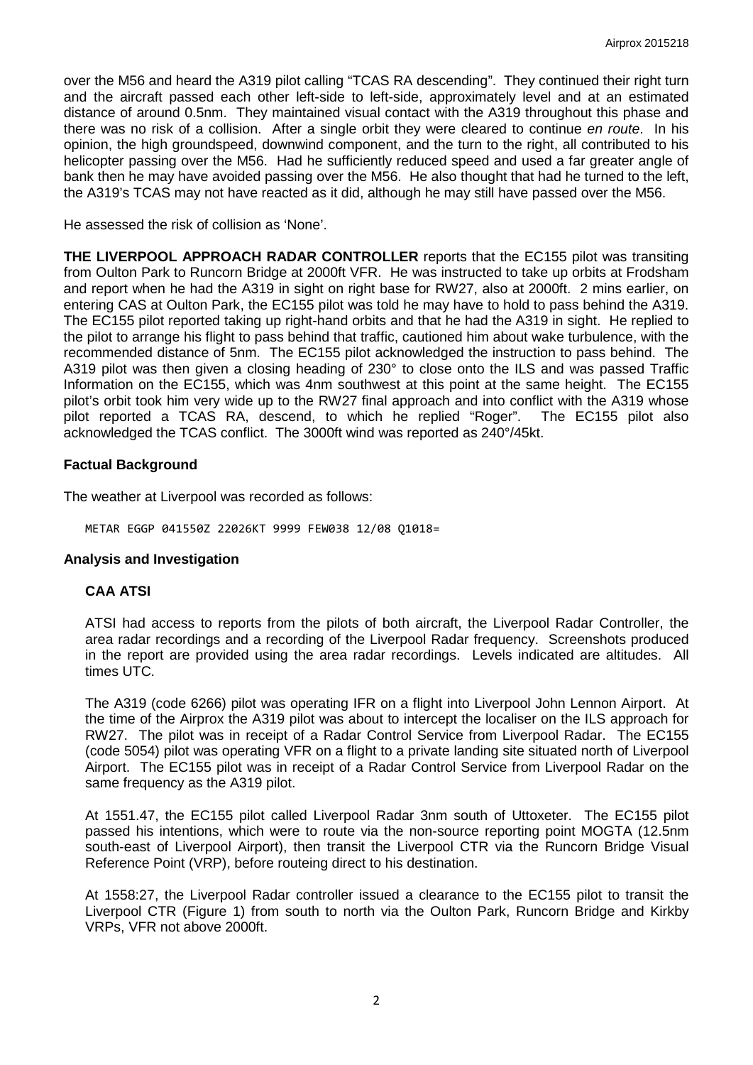over the M56 and heard the A319 pilot calling "TCAS RA descending". They continued their right turn and the aircraft passed each other left-side to left-side, approximately level and at an estimated distance of around 0.5nm. They maintained visual contact with the A319 throughout this phase and there was no risk of a collision. After a single orbit they were cleared to continue *en route*. In his opinion, the high groundspeed, downwind component, and the turn to the right, all contributed to his helicopter passing over the M56. Had he sufficiently reduced speed and used a far greater angle of bank then he may have avoided passing over the M56. He also thought that had he turned to the left, the A319's TCAS may not have reacted as it did, although he may still have passed over the M56.

He assessed the risk of collision as 'None'.

**THE LIVERPOOL APPROACH RADAR CONTROLLER** reports that the EC155 pilot was transiting from Oulton Park to Runcorn Bridge at 2000ft VFR. He was instructed to take up orbits at Frodsham and report when he had the A319 in sight on right base for RW27, also at 2000ft. 2 mins earlier, on entering CAS at Oulton Park, the EC155 pilot was told he may have to hold to pass behind the A319. The EC155 pilot reported taking up right-hand orbits and that he had the A319 in sight. He replied to the pilot to arrange his flight to pass behind that traffic, cautioned him about wake turbulence, with the recommended distance of 5nm. The EC155 pilot acknowledged the instruction to pass behind. The A319 pilot was then given a closing heading of 230° to close onto the ILS and was passed Traffic Information on the EC155, which was 4nm southwest at this point at the same height. The EC155 pilot's orbit took him very wide up to the RW27 final approach and into conflict with the A319 whose pilot reported a TCAS RA, descend, to which he replied "Roger". The EC155 pilot also acknowledged the TCAS conflict. The 3000ft wind was reported as 240°/45kt.

## Factual Background

The weather at Liverpool was recorded as follows:

```
METAR EGGP 041550Z 22026KT 9999 FEW038 12/08 Q1018=
```

## Analysis and Investigation

### CAA ATSI

ATSI had access to reports from the pilots of both aircraft, the Liverpool Radar Controller, the area radar recordings and a recording of the Liverpool Radar frequency. Screenshots produced in the report are provided using the area radar recordings. Levels indicated are altitudes. All times UTC.

The A319 (code 6266) pilot was operating IFR on a flight into Liverpool John Lennon Airport. At the time of the Airprox the A319 pilot was about to intercept the localiser on the ILS approach for RW27. The pilot was in receipt of a Radar Control Service from Liverpool Radar. The EC155 (code 5054) pilot was operating VFR on a flight to a private landing site situated north of Liverpool Airport. The EC155 pilot was in receipt of a Radar Control Service from Liverpool Radar on the same frequency as the A319 pilot.

At 1551.47, the EC155 pilot called Liverpool Radar 3nm south of Uttoxeter. The EC155 pilot passed his intentions, which were to route via the non-source reporting point MOGTA (12.5nm south-east of Liverpool Airport), then transit the Liverpool CTR via the Runcorn Bridge Visual Reference Point (VRP), before routeing direct to his destination.

At 1558:27, the Liverpool Radar controller issued a clearance to the EC155 pilot to transit the Liverpool CTR (Figure 1) from south to north via the Oulton Park, Runcorn Bridge and Kirkby VRPs, VFR not above 2000ft.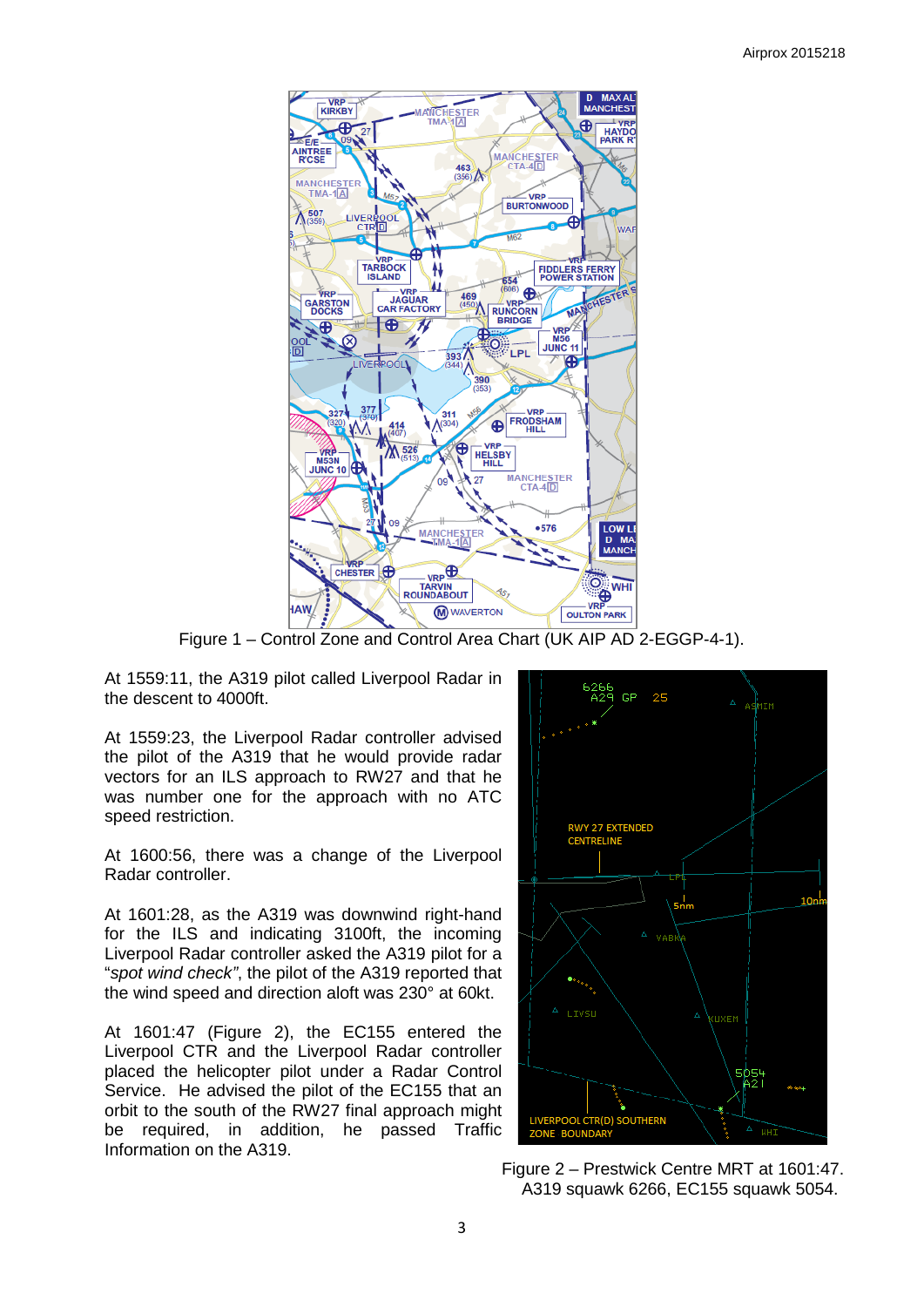Figure 1 – Control Zone and Control Area Chart (UK AIP AD 2-EGGP-4-1).

At 1559:11, the A319 pilot called Liverpool Radar in the descent to 4000ft.

At 1559:23, the Liverpool Radar controller advised the pilot of the A319 that he would provide radar vectors for an ILS approach to RW27 and that he was number one for the approach with no ATC speed restriction.

At 1600:56, there was a change of the Liverpool Radar controller.

At 1601:28, as the A319 was downwind right-hand for the ILS and indicating 3100ft, the incoming Liverpool Radar controller asked the A319 pilot for a "*spot wind check*", the pilot of the A319 reported that the wind speed and direction aloft was 230° at 60kt.

At 1601:47 (Figure 2), the EC155 entered the Liverpool CTR and the Liverpool Radar controller placed the helicopter pilot under a Radar Control Service. He advised the pilot of the EC155 that an orbit to the south of the RW27 final approach might be required, in addition, he passed Traffic Information on the A319.

Figure 2 – Prestwick Centre MRT at 1601:47. A319 squawk 6266, EC155 squawk 5054.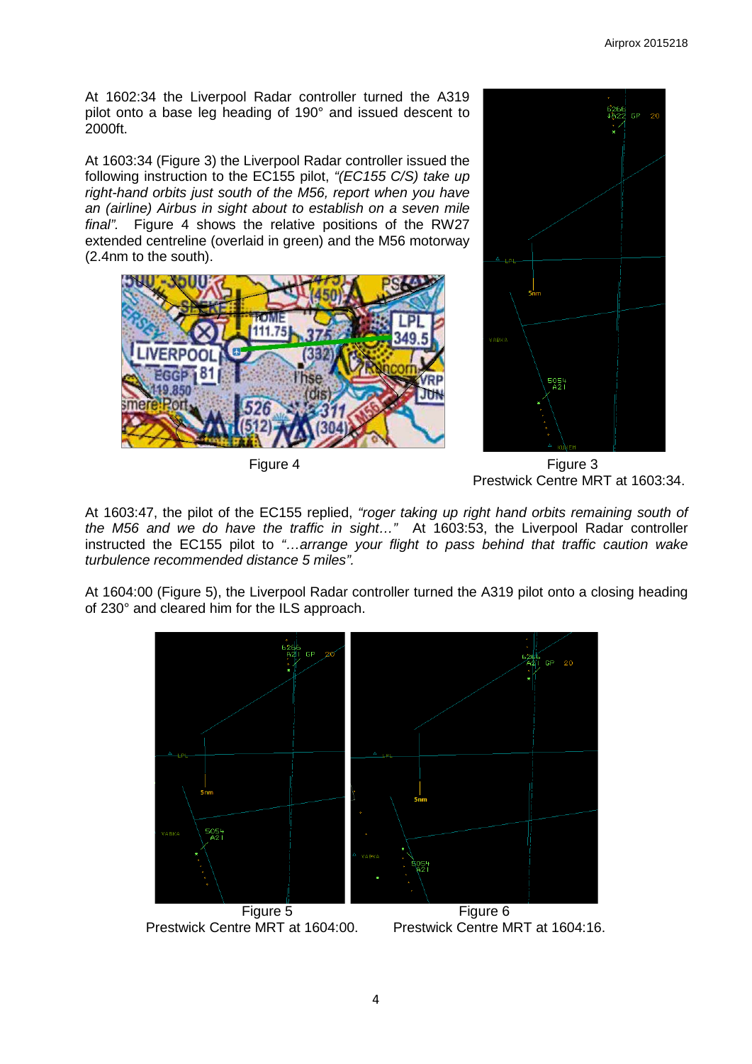At 1602:34 the Liverpool Radar controller turned the A319 pilot onto a base leg heading of 190° and issued descent to 2000ft.

At 1603:34 (Figure 3) the Liverpool Radar controller issued the following instruction to the EC155 pilot, *"(EC155 C/S) take up right-hand orbits just south of the M56, report when you have an (airline) Airbus in sight about to establish on a seven mile final".* Figure 4 shows the relative positions of the RW27 extended centreline (overlaid in green) and the M56 motorway (2.4nm to the south).

Figure 4

Figure 3
Prestwick Centre MRT at 1603:34.

At 1603:47, the pilot of the EC155 replied, *"roger taking up right hand orbits remaining south of the M56 and we do have the traffic in sight…"* At 1603:53, the Liverpool Radar controller instructed the EC155 pilot to *"…arrange your flight to pass behind that traffic caution wake turbulence recommended distance 5 miles".*

At 1604:00 (Figure 5), the Liverpool Radar controller turned the A319 pilot onto a closing heading of 230° and cleared him for the ILS approach.

Figure 5
Prestwick Centre MRT at 1604:00.

Figure 6
Prestwick Centre MRT at 1604:16.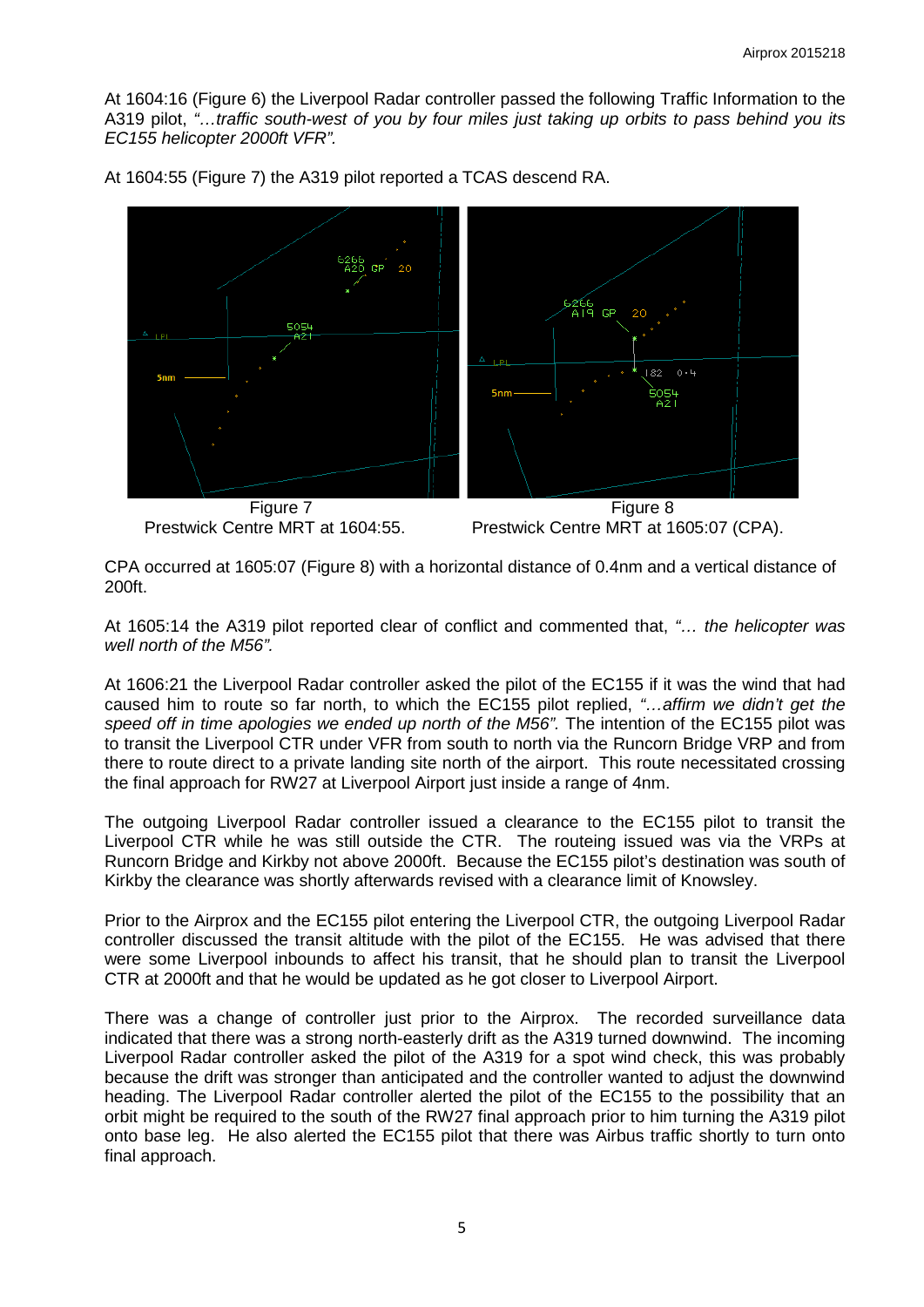At 1604:16 (Figure 6) the Liverpool Radar controller passed the following Traffic Information to the A319 pilot, *"…traffic south-west of you by four miles just taking up orbits to pass behind you its EC155 helicopter 2000ft VFR".*

At 1604:55 (Figure 7) the A319 pilot reported a TCAS descend RA.

Figure 7
Prestwick Centre MRT at 1604:55.

Figure 8
Prestwick Centre MRT at 1605:07 (CPA).

CPA occurred at 1605:07 (Figure 8) with a horizontal distance of 0.4nm and a vertical distance of 200ft.

At 1605:14 the A319 pilot reported clear of conflict and commented that, *"… the helicopter was well north of the M56".*

At 1606:21 the Liverpool Radar controller asked the pilot of the EC155 if it was the wind that had caused him to route so far north, to which the EC155 pilot replied, *"…affirm we didn't get the speed off in time apologies we ended up north of the M56".* The intention of the EC155 pilot was to transit the Liverpool CTR under VFR from south to north via the Runcorn Bridge VRP and from there to route direct to a private landing site north of the airport. This route necessitated crossing the final approach for RW27 at Liverpool Airport just inside a range of 4nm.

The outgoing Liverpool Radar controller issued a clearance to the EC155 pilot to transit the Liverpool CTR while he was still outside the CTR. The routeing issued was via the VRPs at Runcorn Bridge and Kirkby not above 2000ft. Because the EC155 pilot's destination was south of Kirkby the clearance was shortly afterwards revised with a clearance limit of Knowsley.

Prior to the Airprox and the EC155 pilot entering the Liverpool CTR, the outgoing Liverpool Radar controller discussed the transit altitude with the pilot of the EC155. He was advised that there were some Liverpool inbounds to affect his transit, that he should plan to transit the Liverpool CTR at 2000ft and that he would be updated as he got closer to Liverpool Airport.

There was a change of controller just prior to the Airprox. The recorded surveillance data indicated that there was a strong north-easterly drift as the A319 turned downwind. The incoming Liverpool Radar controller asked the pilot of the A319 for a spot wind check, this was probably because the drift was stronger than anticipated and the controller wanted to adjust the downwind heading. The Liverpool Radar controller alerted the pilot of the EC155 to the possibility that an orbit might be required to the south of the RW27 final approach prior to him turning the A319 pilot onto base leg. He also alerted the EC155 pilot that there was Airbus traffic shortly to turn onto final approach.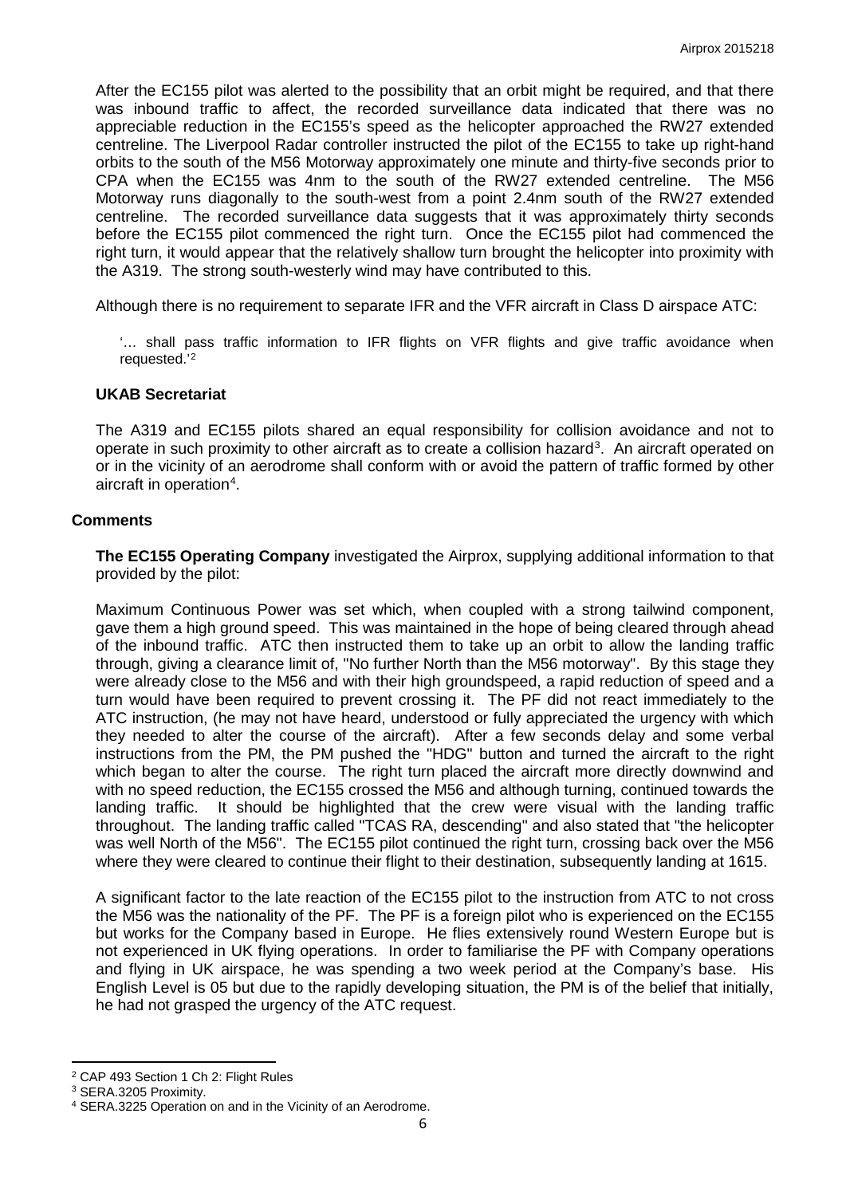After the EC155 pilot was alerted to the possibility that an orbit might be required, and that there was inbound traffic to affect, the recorded surveillance data indicated that there was no appreciable reduction in the EC155's speed as the helicopter approached the RW27 extended centreline. The Liverpool Radar controller instructed the pilot of the EC155 to take up right-hand orbits to the south of the M56 Motorway approximately one minute and thirty-five seconds prior to CPA when the EC155 was 4nm to the south of the RW27 extended centreline. The M56 Motorway runs diagonally to the south-west from a point 2.4nm south of the RW27 extended centreline. The recorded surveillance data suggests that it was approximately thirty seconds before the EC155 pilot commenced the right turn. Once the EC155 pilot had commenced the right turn, it would appear that the relatively shallow turn brought the helicopter into proximity with the A319. The strong south-westerly wind may have contributed to this.

Although there is no requirement to separate IFR and the VFR aircraft in Class D airspace ATC:

> '… shall pass traffic information to IFR flights on VFR flights and give traffic avoidance when requested.'[2]

### UKAB Secretariat

The A319 and EC155 pilots shared an equal responsibility for collision avoidance and not to operate in such proximity to other aircraft as to create a collision hazard[3]. An aircraft operated on or in the vicinity of an aerodrome shall conform with or avoid the pattern of traffic formed by other aircraft in operation[4].

## Comments

**The EC155 Operating Company** investigated the Airprox, supplying additional information to that provided by the pilot:

Maximum Continuous Power was set which, when coupled with a strong tailwind component, gave them a high ground speed. This was maintained in the hope of being cleared through ahead of the inbound traffic. ATC then instructed them to take up an orbit to allow the landing traffic through, giving a clearance limit of, "No further North than the M56 motorway". By this stage they were already close to the M56 and with their high groundspeed, a rapid reduction of speed and a turn would have been required to prevent crossing it. The PF did not react immediately to the ATC instruction, (he may not have heard, understood or fully appreciated the urgency with which they needed to alter the course of the aircraft). After a few seconds delay and some verbal instructions from the PM, the PM pushed the "HDG" button and turned the aircraft to the right which began to alter the course. The right turn placed the aircraft more directly downwind and with no speed reduction, the EC155 crossed the M56 and although turning, continued towards the landing traffic. It should be highlighted that the crew were visual with the landing traffic throughout. The landing traffic called "TCAS RA, descending" and also stated that "the helicopter was well North of the M56". The EC155 pilot continued the right turn, crossing back over the M56 where they were cleared to continue their flight to their destination, subsequently landing at 1615.

A significant factor to the late reaction of the EC155 pilot to the instruction from ATC to not cross the M56 was the nationality of the PF. The PF is a foreign pilot who is experienced on the EC155 but works for the Company based in Europe. He flies extensively round Western Europe but is not experienced in UK flying operations. In order to familiarise the PF with Company operations and flying in UK airspace, he was spending a two week period at the Company's base. His English Level is 05 but due to the rapidly developing situation, the PM is of the belief that initially, he had not grasped the urgency of the ATC request.

---

[2] CAP 493 Section 1 Ch 2: Flight Rules

[3] SERA.3205 Proximity.

[4] SERA.3225 Operation on and in the Vicinity of an Aerodrome.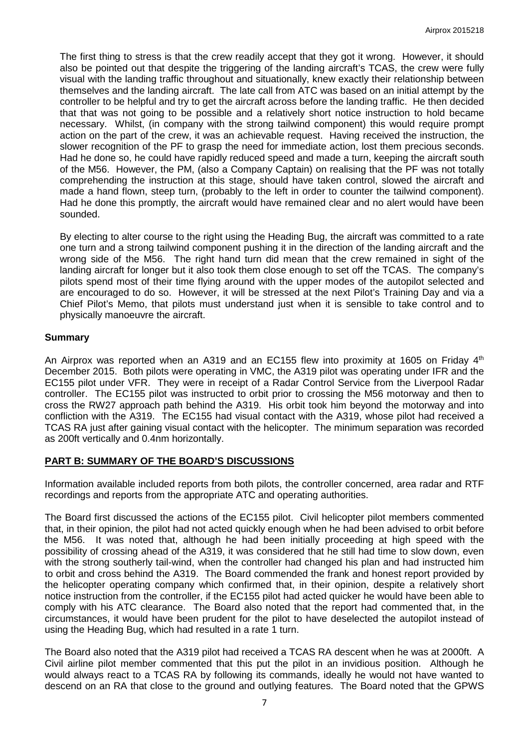The first thing to stress is that the crew readily accept that they got it wrong. However, it should also be pointed out that despite the triggering of the landing aircraft's TCAS, the crew were fully visual with the landing traffic throughout and situationally, knew exactly their relationship between themselves and the landing aircraft. The late call from ATC was based on an initial attempt by the controller to be helpful and try to get the aircraft across before the landing traffic. He then decided that that was not going to be possible and a relatively short notice instruction to hold became necessary. Whilst, (in company with the strong tailwind component) this would require prompt action on the part of the crew, it was an achievable request. Having received the instruction, the slower recognition of the PF to grasp the need for immediate action, lost them precious seconds. Had he done so, he could have rapidly reduced speed and made a turn, keeping the aircraft south of the M56. However, the PM, (also a Company Captain) on realising that the PF was not totally comprehending the instruction at this stage, should have taken control, slowed the aircraft and made a hand flown, steep turn, (probably to the left in order to counter the tailwind component). Had he done this promptly, the aircraft would have remained clear and no alert would have been sounded.

By electing to alter course to the right using the Heading Bug, the aircraft was committed to a rate one turn and a strong tailwind component pushing it in the direction of the landing aircraft and the wrong side of the M56. The right hand turn did mean that the crew remained in sight of the landing aircraft for longer but it also took them close enough to set off the TCAS. The company's pilots spend most of their time flying around with the upper modes of the autopilot selected and are encouraged to do so. However, it will be stressed at the next Pilot's Training Day and via a Chief Pilot's Memo, that pilots must understand just when it is sensible to take control and to physically manoeuvre the aircraft.

## Summary

An Airprox was reported when an A319 and an EC155 flew into proximity at 1605 on Friday 4th December 2015. Both pilots were operating in VMC, the A319 pilot was operating under IFR and the EC155 pilot under VFR. They were in receipt of a Radar Control Service from the Liverpool Radar controller. The EC155 pilot was instructed to orbit prior to crossing the M56 motorway and then to cross the RW27 approach path behind the A319. His orbit took him beyond the motorway and into confliction with the A319. The EC155 had visual contact with the A319, whose pilot had received a TCAS RA just after gaining visual contact with the helicopter. The minimum separation was recorded as 200ft vertically and 0.4nm horizontally.

## PART B: SUMMARY OF THE BOARD'S DISCUSSIONS

Information available included reports from both pilots, the controller concerned, area radar and RTF recordings and reports from the appropriate ATC and operating authorities.

The Board first discussed the actions of the EC155 pilot. Civil helicopter pilot members commented that, in their opinion, the pilot had not acted quickly enough when he had been advised to orbit before the M56. It was noted that, although he had been initially proceeding at high speed with the possibility of crossing ahead of the A319, it was considered that he still had time to slow down, even with the strong southerly tail-wind, when the controller had changed his plan and had instructed him to orbit and cross behind the A319. The Board commended the frank and honest report provided by the helicopter operating company which confirmed that, in their opinion, despite a relatively short notice instruction from the controller, if the EC155 pilot had acted quicker he would have been able to comply with his ATC clearance. The Board also noted that the report had commented that, in the circumstances, it would have been prudent for the pilot to have deselected the autopilot instead of using the Heading Bug, which had resulted in a rate 1 turn.

The Board also noted that the A319 pilot had received a TCAS RA descent when he was at 2000ft. A Civil airline pilot member commented that this put the pilot in an invidious position. Although he would always react to a TCAS RA by following its commands, ideally he would not have wanted to descend on an RA that close to the ground and outlying features. The Board noted that the GPWS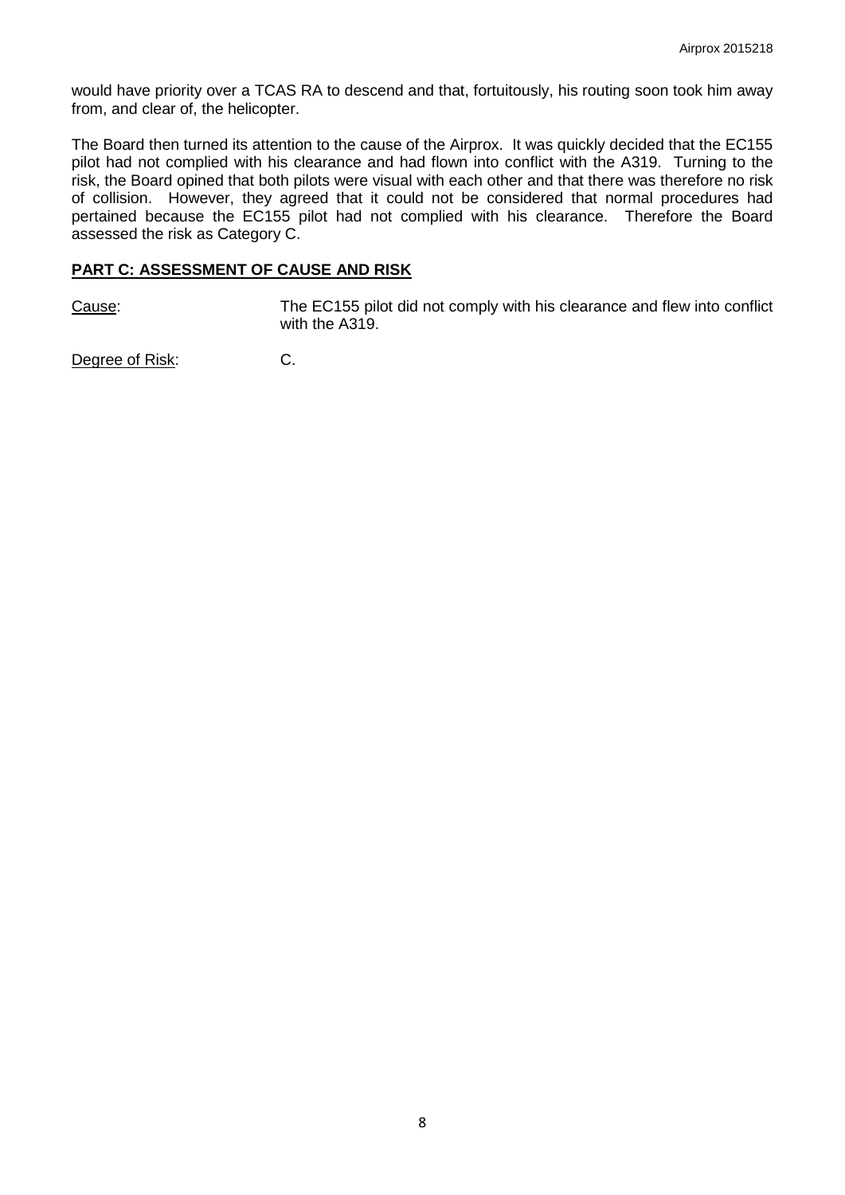would have priority over a TCAS RA to descend and that, fortuitously, his routing soon took him away from, and clear of, the helicopter.

The Board then turned its attention to the cause of the Airprox. It was quickly decided that the EC155 pilot had not complied with his clearance and had flown into conflict with the A319. Turning to the risk, the Board opined that both pilots were visual with each other and that there was therefore no risk of collision. However, they agreed that it could not be considered that normal procedures had pertained because the EC155 pilot had not complied with his clearance. Therefore the Board assessed the risk as Category C.

## PART C: ASSESSMENT OF CAUSE AND RISK

Cause: The EC155 pilot did not comply with his clearance and flew into conflict with the A319.

Degree of Risk: C.